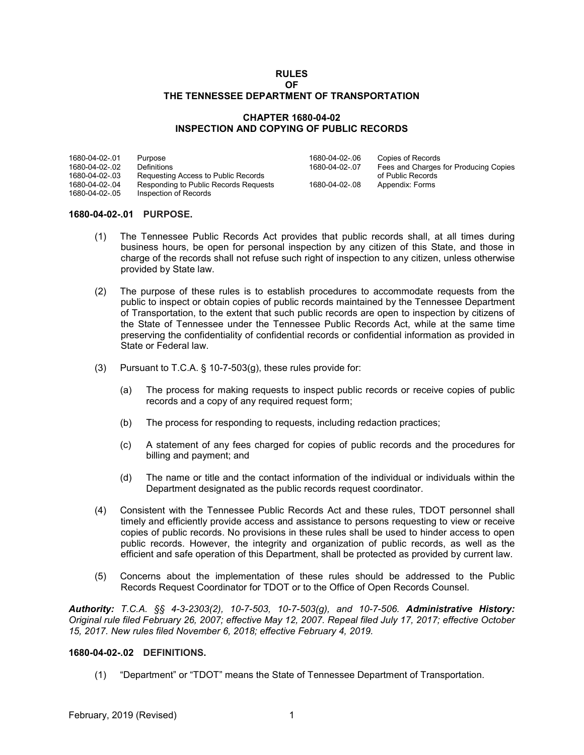**RULES**
**OF**
**THE TENNESSEE DEPARTMENT OF TRANSPORTATION**

**CHAPTER 1680-04-02**
**INSPECTION AND COPYING OF PUBLIC RECORDS**

| | | | |
|---|---|---|---|
| 1680-04-02-.01 | Purpose | 1680-04-02-.06 | Copies of Records |
| 1680-04-02-.02 | Definitions | 1680-04-02-.07 | Fees and Charges for Producing Copies of Public Records |
| 1680-04-02-.03 | Requesting Access to Public Records | 1680-04-02-.08 | Appendix: Forms |
| 1680-04-02-.04 | Responding to Public Records Requests | | |
| 1680-04-02-.05 | Inspection of Records | | |

**1680-04-02-.01 PURPOSE.**

(1) The Tennessee Public Records Act provides that public records shall, at all times during business hours, be open for personal inspection by any citizen of this State, and those in charge of the records shall not refuse such right of inspection to any citizen, unless otherwise provided by State law.

(2) The purpose of these rules is to establish procedures to accommodate requests from the public to inspect or obtain copies of public records maintained by the Tennessee Department of Transportation, to the extent that such public records are open to inspection by citizens of the State of Tennessee under the Tennessee Public Records Act, while at the same time preserving the confidentiality of confidential records or confidential information as provided in State or Federal law.

(3) Pursuant to T.C.A. § 10-7-503(g), these rules provide for:

(a) The process for making requests to inspect public records or receive copies of public records and a copy of any required request form;

(b) The process for responding to requests, including redaction practices;

(c) A statement of any fees charged for copies of public records and the procedures for billing and payment; and

(d) The name or title and the contact information of the individual or individuals within the Department designated as the public records request coordinator.

(4) Consistent with the Tennessee Public Records Act and these rules, TDOT personnel shall timely and efficiently provide access and assistance to persons requesting to view or receive copies of public records. No provisions in these rules shall be used to hinder access to open public records. However, the integrity and organization of public records, as well as the efficient and safe operation of this Department, shall be protected as provided by current law.

(5) Concerns about the implementation of these rules should be addressed to the Public Records Request Coordinator for TDOT or to the Office of Open Records Counsel.

***Authority:** T.C.A. §§ 4-3-2303(2), 10-7-503, 10-7-503(g), and 10-7-506. **Administrative History:** Original rule filed February 26, 2007; effective May 12, 2007. Repeal filed July 17, 2017; effective October 15, 2017. New rules filed November 6, 2018; effective February 4, 2019.*

**1680-04-02-.02 DEFINITIONS.**

(1) "Department" or "TDOT" means the State of Tennessee Department of Transportation.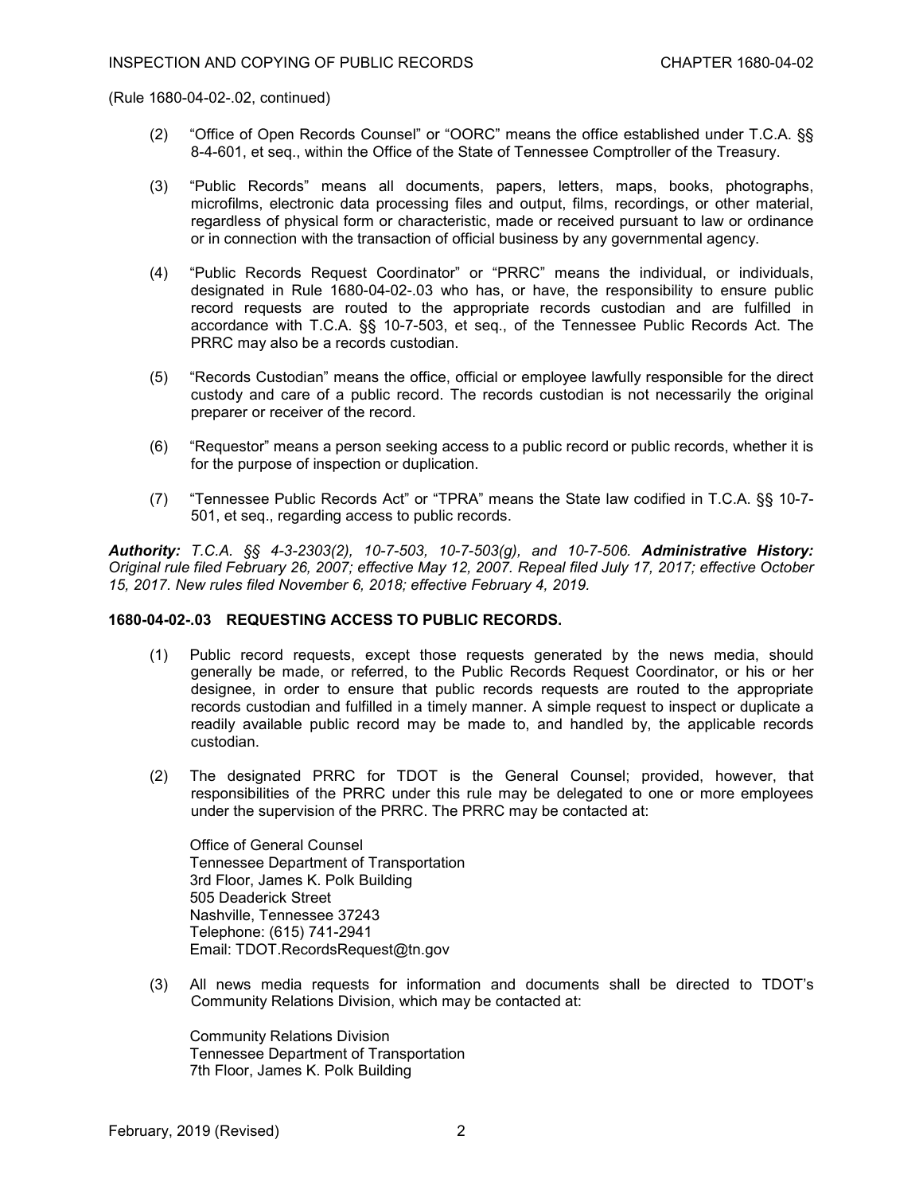(Rule 1680-04-02-.02, continued)

(2) "Office of Open Records Counsel" or "OORC" means the office established under T.C.A. §§ 8-4-601, et seq., within the Office of the State of Tennessee Comptroller of the Treasury.

(3) "Public Records" means all documents, papers, letters, maps, books, photographs, microfilms, electronic data processing files and output, films, recordings, or other material, regardless of physical form or characteristic, made or received pursuant to law or ordinance or in connection with the transaction of official business by any governmental agency.

(4) "Public Records Request Coordinator" or "PRRC" means the individual, or individuals, designated in Rule 1680-04-02-.03 who has, or have, the responsibility to ensure public record requests are routed to the appropriate records custodian and are fulfilled in accordance with T.C.A. §§ 10-7-503, et seq., of the Tennessee Public Records Act. The PRRC may also be a records custodian.

(5) "Records Custodian" means the office, official or employee lawfully responsible for the direct custody and care of a public record. The records custodian is not necessarily the original preparer or receiver of the record.

(6) "Requestor" means a person seeking access to a public record or public records, whether it is for the purpose of inspection or duplication.

(7) "Tennessee Public Records Act" or "TPRA" means the State law codified in T.C.A. §§ 10-7-501, et seq., regarding access to public records.

***Authority:** T.C.A. §§ 4-3-2303(2), 10-7-503, 10-7-503(g), and 10-7-506.* ***Administrative History:*** *Original rule filed February 26, 2007; effective May 12, 2007. Repeal filed July 17, 2017; effective October 15, 2017. New rules filed November 6, 2018; effective February 4, 2019.*

**1680-04-02-.03 REQUESTING ACCESS TO PUBLIC RECORDS.**

(1) Public record requests, except those requests generated by the news media, should generally be made, or referred, to the Public Records Request Coordinator, or his or her designee, in order to ensure that public records requests are routed to the appropriate records custodian and fulfilled in a timely manner. A simple request to inspect or duplicate a readily available public record may be made to, and handled by, the applicable records custodian.

(2) The designated PRRC for TDOT is the General Counsel; provided, however, that responsibilities of the PRRC under this rule may be delegated to one or more employees under the supervision of the PRRC. The PRRC may be contacted at:

Office of General Counsel
Tennessee Department of Transportation
3rd Floor, James K. Polk Building
505 Deaderick Street
Nashville, Tennessee 37243
Telephone: (615) 741-2941
Email: TDOT.RecordsRequest@tn.gov

(3) All news media requests for information and documents shall be directed to TDOT's Community Relations Division, which may be contacted at:

Community Relations Division
Tennessee Department of Transportation
7th Floor, James K. Polk Building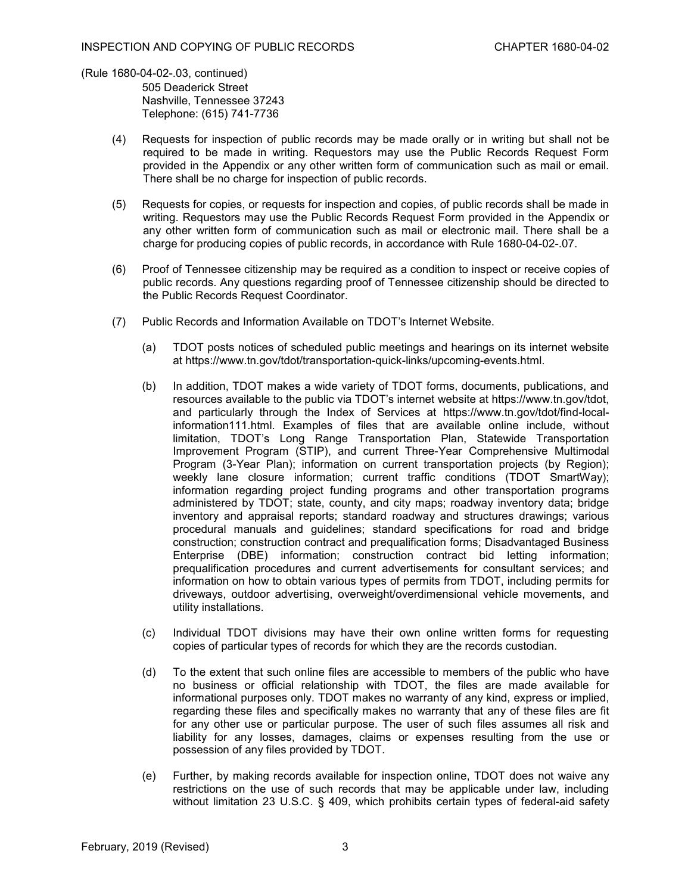(Rule 1680-04-02-.03, continued)

505 Deaderick Street
Nashville, Tennessee 37243
Telephone: (615) 741-7736

(4) Requests for inspection of public records may be made orally or in writing but shall not be required to be made in writing. Requestors may use the Public Records Request Form provided in the Appendix or any other written form of communication such as mail or email. There shall be no charge for inspection of public records.

(5) Requests for copies, or requests for inspection and copies, of public records shall be made in writing. Requestors may use the Public Records Request Form provided in the Appendix or any other written form of communication such as mail or electronic mail. There shall be a charge for producing copies of public records, in accordance with Rule 1680-04-02-.07.

(6) Proof of Tennessee citizenship may be required as a condition to inspect or receive copies of public records. Any questions regarding proof of Tennessee citizenship should be directed to the Public Records Request Coordinator.

(7) Public Records and Information Available on TDOT's Internet Website.

(a) TDOT posts notices of scheduled public meetings and hearings on its internet website at https://www.tn.gov/tdot/transportation-quick-links/upcoming-events.html.

(b) In addition, TDOT makes a wide variety of TDOT forms, documents, publications, and resources available to the public via TDOT's internet website at https://www.tn.gov/tdot, and particularly through the Index of Services at https://www.tn.gov/tdot/find-local-information111.html. Examples of files that are available online include, without limitation, TDOT's Long Range Transportation Plan, Statewide Transportation Improvement Program (STIP), and current Three-Year Comprehensive Multimodal Program (3-Year Plan); information on current transportation projects (by Region); weekly lane closure information; current traffic conditions (TDOT SmartWay); information regarding project funding programs and other transportation programs administered by TDOT; state, county, and city maps; roadway inventory data; bridge inventory and appraisal reports; standard roadway and structures drawings; various procedural manuals and guidelines; standard specifications for road and bridge construction; construction contract and prequalification forms; Disadvantaged Business Enterprise (DBE) information; construction contract bid letting information; prequalification procedures and current advertisements for consultant services; and information on how to obtain various types of permits from TDOT, including permits for driveways, outdoor advertising, overweight/overdimensional vehicle movements, and utility installations.

(c) Individual TDOT divisions may have their own online written forms for requesting copies of particular types of records for which they are the records custodian.

(d) To the extent that such online files are accessible to members of the public who have no business or official relationship with TDOT, the files are made available for informational purposes only. TDOT makes no warranty of any kind, express or implied, regarding these files and specifically makes no warranty that any of these files are fit for any other use or particular purpose. The user of such files assumes all risk and liability for any losses, damages, claims or expenses resulting from the use or possession of any files provided by TDOT.

(e) Further, by making records available for inspection online, TDOT does not waive any restrictions on the use of such records that may be applicable under law, including without limitation 23 U.S.C. § 409, which prohibits certain types of federal-aid safety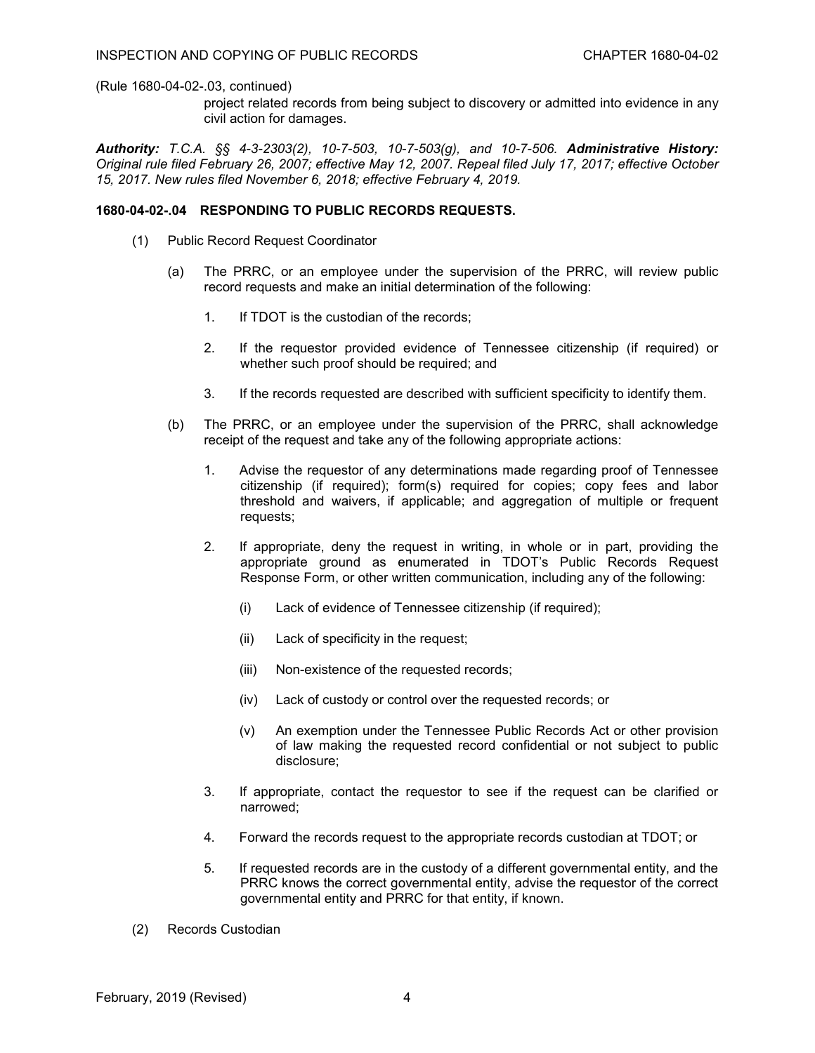(Rule 1680-04-02-.03, continued)

project related records from being subject to discovery or admitted into evidence in any civil action for damages.

***Authority:*** *T.C.A. §§ 4-3-2303(2), 10-7-503, 10-7-503(g), and 10-7-506.* ***Administrative History:*** *Original rule filed February 26, 2007; effective May 12, 2007. Repeal filed July 17, 2017; effective October 15, 2017. New rules filed November 6, 2018; effective February 4, 2019.*

**1680-04-02-.04 RESPONDING TO PUBLIC RECORDS REQUESTS.**

(1) Public Record Request Coordinator

(a) The PRRC, or an employee under the supervision of the PRRC, will review public record requests and make an initial determination of the following:

1. If TDOT is the custodian of the records;

2. If the requestor provided evidence of Tennessee citizenship (if required) or whether such proof should be required; and

3. If the records requested are described with sufficient specificity to identify them.

(b) The PRRC, or an employee under the supervision of the PRRC, shall acknowledge receipt of the request and take any of the following appropriate actions:

1. Advise the requestor of any determinations made regarding proof of Tennessee citizenship (if required); form(s) required for copies; copy fees and labor threshold and waivers, if applicable; and aggregation of multiple or frequent requests;

2. If appropriate, deny the request in writing, in whole or in part, providing the appropriate ground as enumerated in TDOT's Public Records Request Response Form, or other written communication, including any of the following:

(i) Lack of evidence of Tennessee citizenship (if required);

(ii) Lack of specificity in the request;

(iii) Non-existence of the requested records;

(iv) Lack of custody or control over the requested records; or

(v) An exemption under the Tennessee Public Records Act or other provision of law making the requested record confidential or not subject to public disclosure;

3. If appropriate, contact the requestor to see if the request can be clarified or narrowed;

4. Forward the records request to the appropriate records custodian at TDOT; or

5. If requested records are in the custody of a different governmental entity, and the PRRC knows the correct governmental entity, advise the requestor of the correct governmental entity and PRRC for that entity, if known.

(2) Records Custodian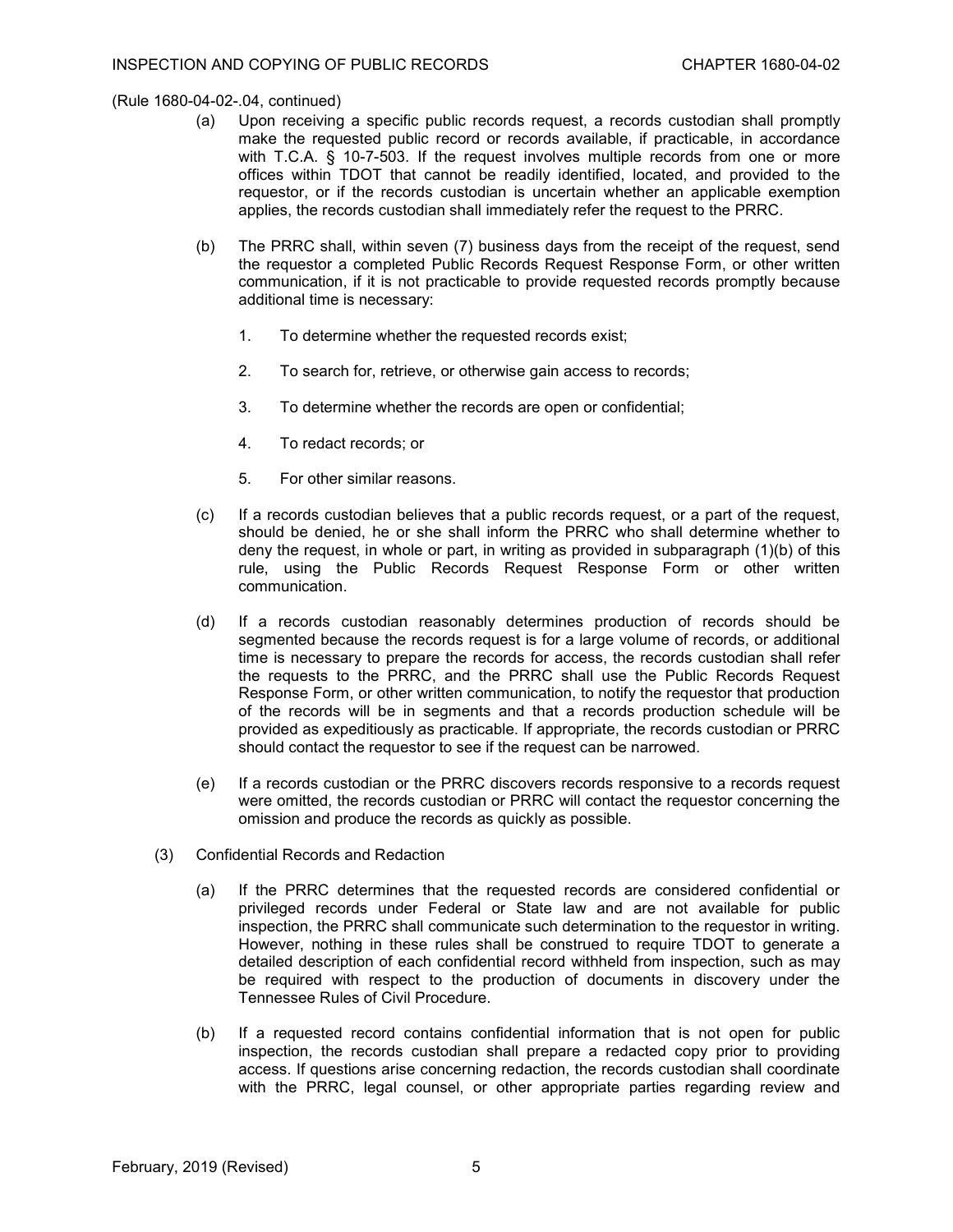(Rule 1680-04-02-.04, continued)

(a) Upon receiving a specific public records request, a records custodian shall promptly make the requested public record or records available, if practicable, in accordance with T.C.A. § 10-7-503. If the request involves multiple records from one or more offices within TDOT that cannot be readily identified, located, and provided to the requestor, or if the records custodian is uncertain whether an applicable exemption applies, the records custodian shall immediately refer the request to the PRRC.

(b) The PRRC shall, within seven (7) business days from the receipt of the request, send the requestor a completed Public Records Request Response Form, or other written communication, if it is not practicable to provide requested records promptly because additional time is necessary:

1. To determine whether the requested records exist;

2. To search for, retrieve, or otherwise gain access to records;

3. To determine whether the records are open or confidential;

4. To redact records; or

5. For other similar reasons.

(c) If a records custodian believes that a public records request, or a part of the request, should be denied, he or she shall inform the PRRC who shall determine whether to deny the request, in whole or part, in writing as provided in subparagraph (1)(b) of this rule, using the Public Records Request Response Form or other written communication.

(d) If a records custodian reasonably determines production of records should be segmented because the records request is for a large volume of records, or additional time is necessary to prepare the records for access, the records custodian shall refer the requests to the PRRC, and the PRRC shall use the Public Records Request Response Form, or other written communication, to notify the requestor that production of the records will be in segments and that a records production schedule will be provided as expeditiously as practicable. If appropriate, the records custodian or PRRC should contact the requestor to see if the request can be narrowed.

(e) If a records custodian or the PRRC discovers records responsive to a records request were omitted, the records custodian or PRRC will contact the requestor concerning the omission and produce the records as quickly as possible.

(3) Confidential Records and Redaction

(a) If the PRRC determines that the requested records are considered confidential or privileged records under Federal or State law and are not available for public inspection, the PRRC shall communicate such determination to the requestor in writing. However, nothing in these rules shall be construed to require TDOT to generate a detailed description of each confidential record withheld from inspection, such as may be required with respect to the production of documents in discovery under the Tennessee Rules of Civil Procedure.

(b) If a requested record contains confidential information that is not open for public inspection, the records custodian shall prepare a redacted copy prior to providing access. If questions arise concerning redaction, the records custodian shall coordinate with the PRRC, legal counsel, or other appropriate parties regarding review and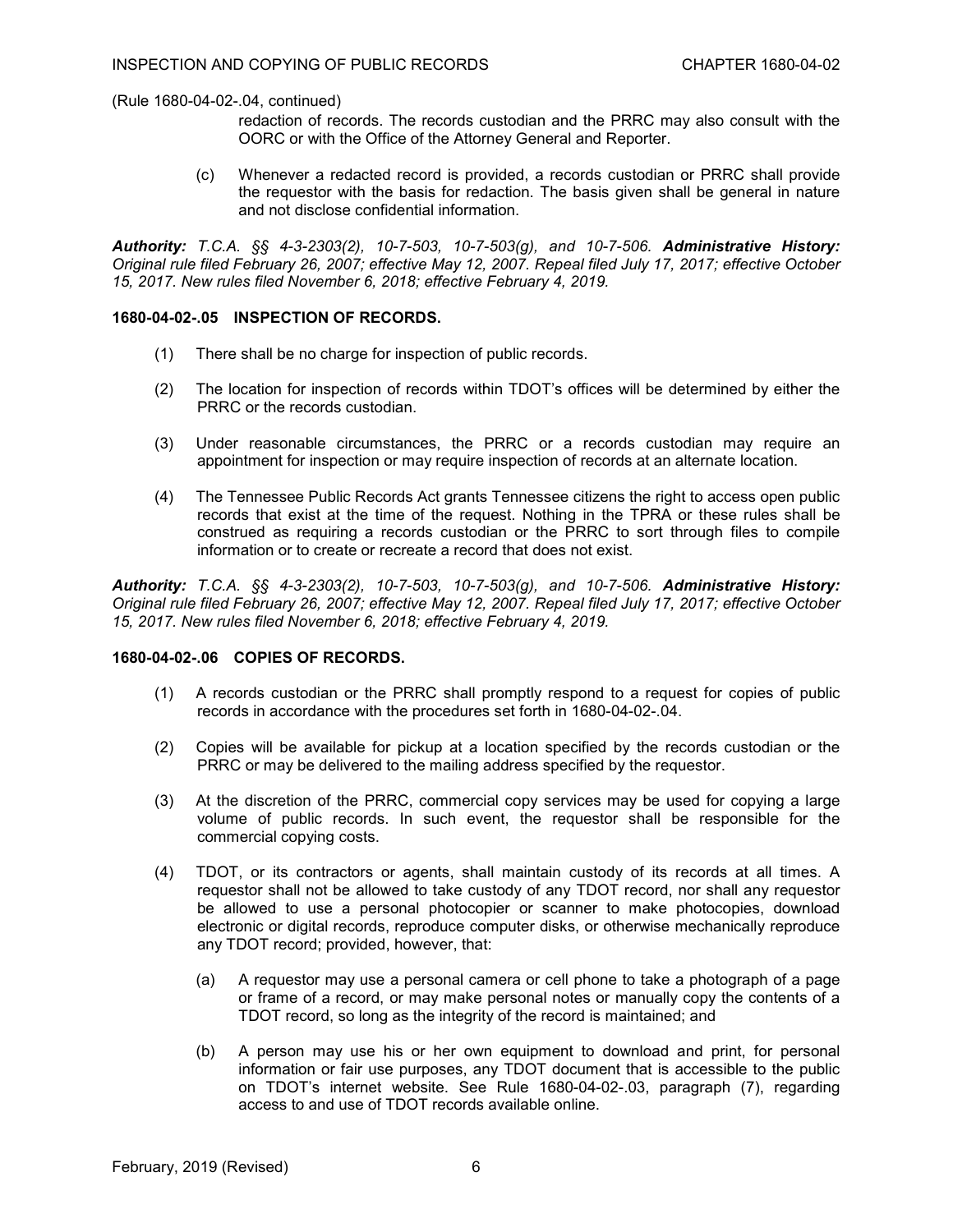(Rule 1680-04-02-.04, continued)

redaction of records. The records custodian and the PRRC may also consult with the OORC or with the Office of the Attorney General and Reporter.

(c) Whenever a redacted record is provided, a records custodian or PRRC shall provide the requestor with the basis for redaction. The basis given shall be general in nature and not disclose confidential information.

***Authority:** T.C.A. §§ 4-3-2303(2), 10-7-503, 10-7-503(g), and 10-7-506.* ***Administrative History:*** *Original rule filed February 26, 2007; effective May 12, 2007. Repeal filed July 17, 2017; effective October 15, 2017. New rules filed November 6, 2018; effective February 4, 2019.*

**1680-04-02-.05 INSPECTION OF RECORDS.**

(1) There shall be no charge for inspection of public records.

(2) The location for inspection of records within TDOT's offices will be determined by either the PRRC or the records custodian.

(3) Under reasonable circumstances, the PRRC or a records custodian may require an appointment for inspection or may require inspection of records at an alternate location.

(4) The Tennessee Public Records Act grants Tennessee citizens the right to access open public records that exist at the time of the request. Nothing in the TPRA or these rules shall be construed as requiring a records custodian or the PRRC to sort through files to compile information or to create or recreate a record that does not exist.

***Authority:** T.C.A. §§ 4-3-2303(2), 10-7-503, 10-7-503(g), and 10-7-506.* ***Administrative History:*** *Original rule filed February 26, 2007; effective May 12, 2007. Repeal filed July 17, 2017; effective October 15, 2017. New rules filed November 6, 2018; effective February 4, 2019.*

**1680-04-02-.06 COPIES OF RECORDS.**

(1) A records custodian or the PRRC shall promptly respond to a request for copies of public records in accordance with the procedures set forth in 1680-04-02-.04.

(2) Copies will be available for pickup at a location specified by the records custodian or the PRRC or may be delivered to the mailing address specified by the requestor.

(3) At the discretion of the PRRC, commercial copy services may be used for copying a large volume of public records. In such event, the requestor shall be responsible for the commercial copying costs.

(4) TDOT, or its contractors or agents, shall maintain custody of its records at all times. A requestor shall not be allowed to take custody of any TDOT record, nor shall any requestor be allowed to use a personal photocopier or scanner to make photocopies, download electronic or digital records, reproduce computer disks, or otherwise mechanically reproduce any TDOT record; provided, however, that:

(a) A requestor may use a personal camera or cell phone to take a photograph of a page or frame of a record, or may make personal notes or manually copy the contents of a TDOT record, so long as the integrity of the record is maintained; and

(b) A person may use his or her own equipment to download and print, for personal information or fair use purposes, any TDOT document that is accessible to the public on TDOT's internet website. See Rule 1680-04-02-.03, paragraph (7), regarding access to and use of TDOT records available online.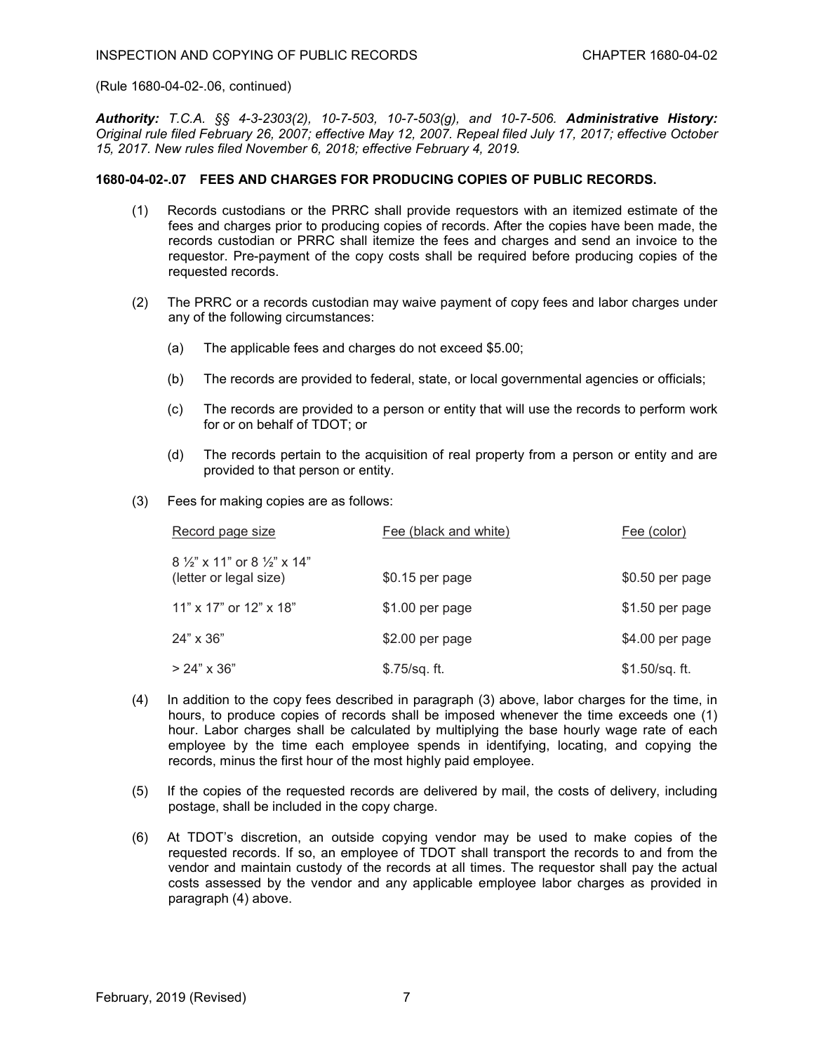(Rule 1680-04-02-.06, continued)

***Authority:*** *T.C.A. §§ 4-3-2303(2), 10-7-503, 10-7-503(g), and 10-7-506.* ***Administrative History:*** *Original rule filed February 26, 2007; effective May 12, 2007. Repeal filed July 17, 2017; effective October 15, 2017. New rules filed November 6, 2018; effective February 4, 2019.*

**1680-04-02-.07 FEES AND CHARGES FOR PRODUCING COPIES OF PUBLIC RECORDS.**

(1) Records custodians or the PRRC shall provide requestors with an itemized estimate of the fees and charges prior to producing copies of records. After the copies have been made, the records custodian or PRRC shall itemize the fees and charges and send an invoice to the requestor. Pre-payment of the copy costs shall be required before producing copies of the requested records.

(2) The PRRC or a records custodian may waive payment of copy fees and labor charges under any of the following circumstances:

(a) The applicable fees and charges do not exceed $5.00;

(b) The records are provided to federal, state, or local governmental agencies or officials;

(c) The records are provided to a person or entity that will use the records to perform work for or on behalf of TDOT; or

(d) The records pertain to the acquisition of real property from a person or entity and are provided to that person or entity.

(3) Fees for making copies are as follows:

| Record page size | Fee (black and white) | Fee (color) |
|---|---|---|
| 8 ½" x 11" or 8 ½" x 14" (letter or legal size) | $0.15 per page | $0.50 per page |
| 11" x 17" or 12" x 18" | $1.00 per page | $1.50 per page |
| 24" x 36" | $2.00 per page | $4.00 per page |
| > 24" x 36" | $.75/sq. ft. | $1.50/sq. ft. |

(4) In addition to the copy fees described in paragraph (3) above, labor charges for the time, in hours, to produce copies of records shall be imposed whenever the time exceeds one (1) hour. Labor charges shall be calculated by multiplying the base hourly wage rate of each employee by the time each employee spends in identifying, locating, and copying the records, minus the first hour of the most highly paid employee.

(5) If the copies of the requested records are delivered by mail, the costs of delivery, including postage, shall be included in the copy charge.

(6) At TDOT's discretion, an outside copying vendor may be used to make copies of the requested records. If so, an employee of TDOT shall transport the records to and from the vendor and maintain custody of the records at all times. The requestor shall pay the actual costs assessed by the vendor and any applicable employee labor charges as provided in paragraph (4) above.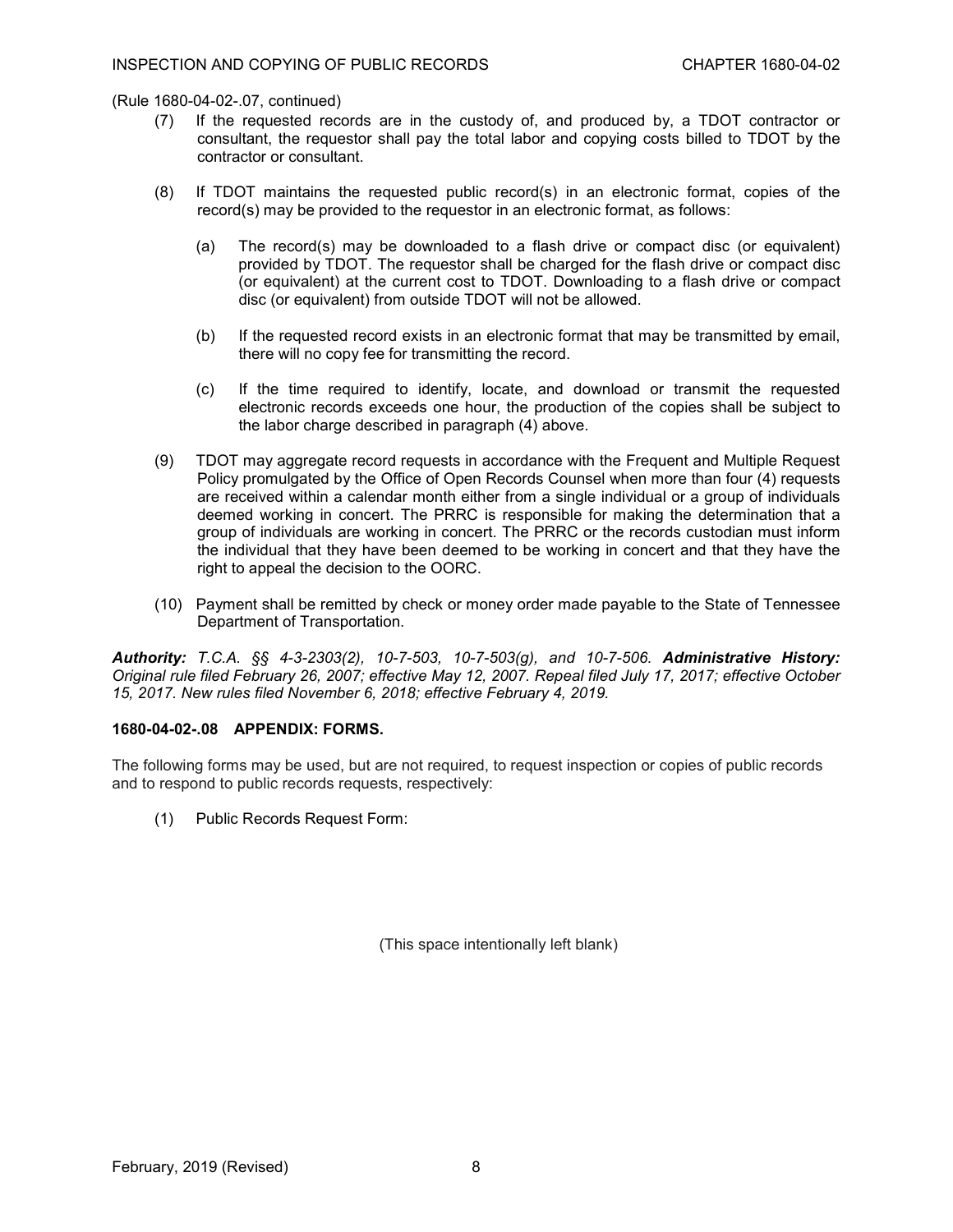(Rule 1680-04-02-.07, continued)

(7) If the requested records are in the custody of, and produced by, a TDOT contractor or consultant, the requestor shall pay the total labor and copying costs billed to TDOT by the contractor or consultant.

(8) If TDOT maintains the requested public record(s) in an electronic format, copies of the record(s) may be provided to the requestor in an electronic format, as follows:

(a) The record(s) may be downloaded to a flash drive or compact disc (or equivalent) provided by TDOT. The requestor shall be charged for the flash drive or compact disc (or equivalent) at the current cost to TDOT. Downloading to a flash drive or compact disc (or equivalent) from outside TDOT will not be allowed.

(b) If the requested record exists in an electronic format that may be transmitted by email, there will no copy fee for transmitting the record.

(c) If the time required to identify, locate, and download or transmit the requested electronic records exceeds one hour, the production of the copies shall be subject to the labor charge described in paragraph (4) above.

(9) TDOT may aggregate record requests in accordance with the Frequent and Multiple Request Policy promulgated by the Office of Open Records Counsel when more than four (4) requests are received within a calendar month either from a single individual or a group of individuals deemed working in concert. The PRRC is responsible for making the determination that a group of individuals are working in concert. The PRRC or the records custodian must inform the individual that they have been deemed to be working in concert and that they have the right to appeal the decision to the OORC.

(10) Payment shall be remitted by check or money order made payable to the State of Tennessee Department of Transportation.

***Authority:*** *T.C.A. §§ 4-3-2303(2), 10-7-503, 10-7-503(g), and 10-7-506.* ***Administrative History:*** *Original rule filed February 26, 2007; effective May 12, 2007. Repeal filed July 17, 2017; effective October 15, 2017. New rules filed November 6, 2018; effective February 4, 2019.*

**1680-04-02-.08 APPENDIX: FORMS.**

The following forms may be used, but are not required, to request inspection or copies of public records and to respond to public records requests, respectively:

(1) Public Records Request Form:

(This space intentionally left blank)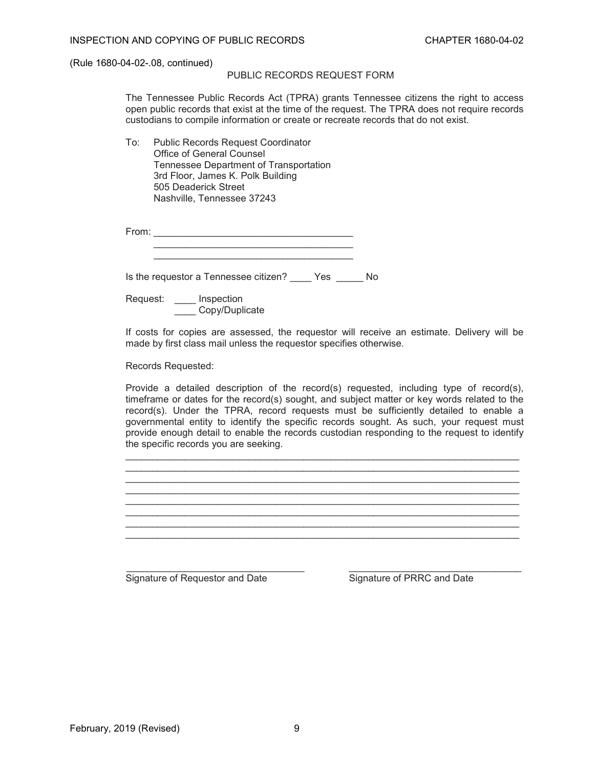(Rule 1680-04-02-.08, continued)

## PUBLIC RECORDS REQUEST FORM

The Tennessee Public Records Act (TPRA) grants Tennessee citizens the right to access open public records that exist at the time of the request. The TPRA does not require records custodians to compile information or create or recreate records that do not exist.

To: Public Records Request Coordinator
Office of General Counsel
Tennessee Department of Transportation
3rd Floor, James K. Polk Building
505 Deaderick Street
Nashville, Tennessee 37243

From: ______________________________________
______________________________________
______________________________________

Is the requestor a Tennessee citizen? ____ Yes _____ No

Request: ____ Inspection
____ Copy/Duplicate

If costs for copies are assessed, the requestor will receive an estimate. Delivery will be made by first class mail unless the requestor specifies otherwise.

Records Requested:

Provide a detailed description of the record(s) requested, including type of record(s), timeframe or dates for the record(s) sought, and subject matter or key words related to the record(s). Under the TPRA, record requests must be sufficiently detailed to enable a governmental entity to identify the specific records sought. As such, your request must provide enough detail to enable the records custodian responding to the request to identify the specific records you are seeking.

___________________________________________________________________________
___________________________________________________________________________
___________________________________________________________________________
___________________________________________________________________________
___________________________________________________________________________
___________________________________________________________________________
___________________________________________________________________________
___________________________________________________________________________

___________________________________ ___________________________________
Signature of Requestor and Date Signature of PRRC and Date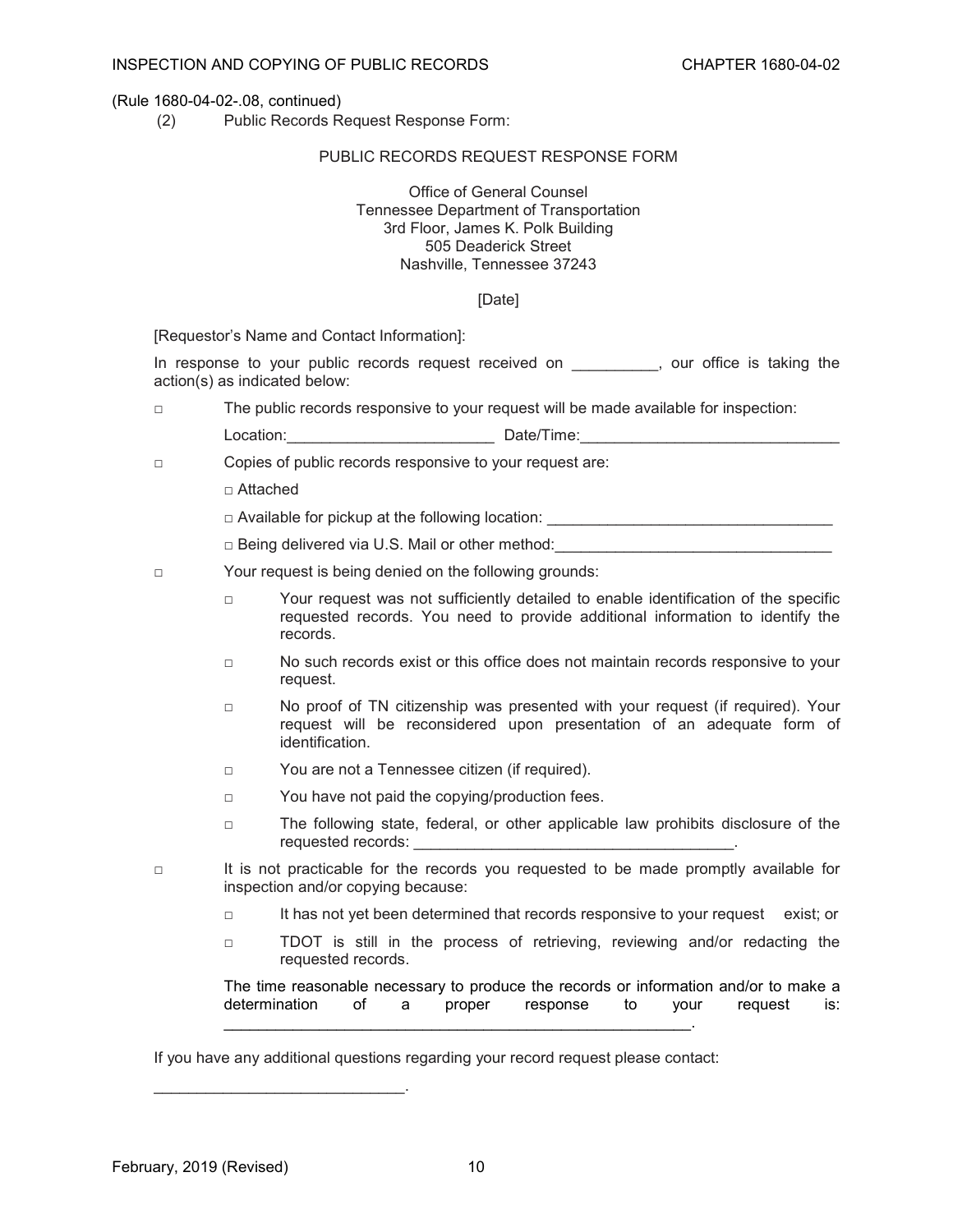(Rule 1680-04-02-.08, continued)

(2) Public Records Request Response Form:

PUBLIC RECORDS REQUEST RESPONSE FORM

Office of General Counsel
Tennessee Department of Transportation
3rd Floor, James K. Polk Building
505 Deaderick Street
Nashville, Tennessee 37243

[Date]

[Requestor's Name and Contact Information]:

In response to your public records request received on __________, our office is taking the action(s) as indicated below:

□ The public records responsive to your request will be made available for inspection:

Location:________________________ Date/Time:______________________________

□ Copies of public records responsive to your request are:

□ Attached

□ Available for pickup at the following location: _________________________________

□ Being delivered via U.S. Mail or other method:________________________________

□ Your request is being denied on the following grounds:

- □ Your request was not sufficiently detailed to enable identification of the specific requested records. You need to provide additional information to identify the records.
- □ No such records exist or this office does not maintain records responsive to your request.
- □ No proof of TN citizenship was presented with your request (if required). Your request will be reconsidered upon presentation of an adequate form of identification.
- □ You are not a Tennessee citizen (if required).
- □ You have not paid the copying/production fees.
- □ The following state, federal, or other applicable law prohibits disclosure of the requested records: _____________________________________.

□ It is not practicable for the records you requested to be made promptly available for inspection and/or copying because:

- □ It has not yet been determined that records responsive to your request exist; or
- □ TDOT is still in the process of retrieving, reviewing and/or redacting the requested records.

The time reasonable necessary to produce the records or information and/or to make a determination of a proper response to your request is: ________________________________________________________.

If you have any additional questions regarding your record request please contact:

____________________________.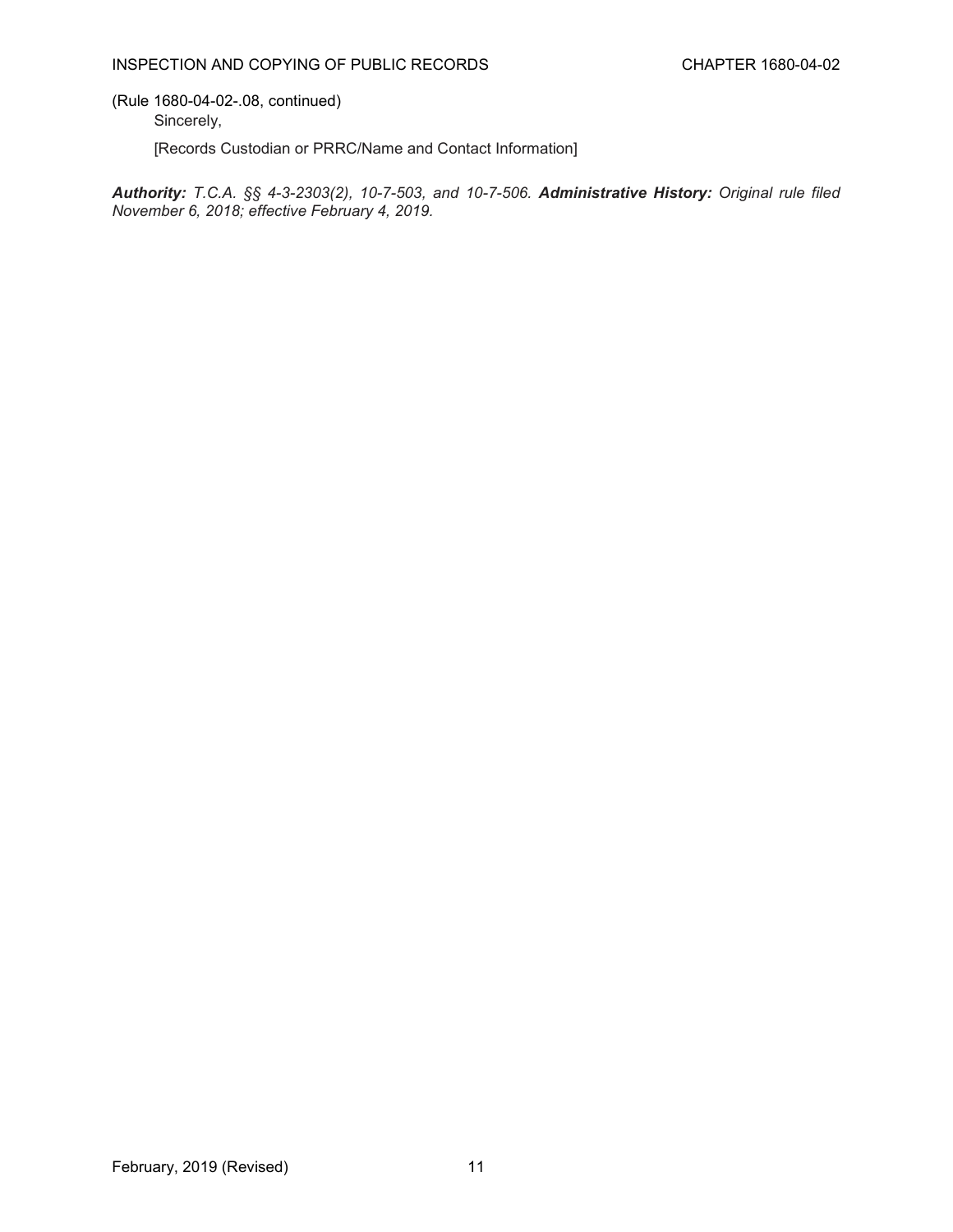(Rule 1680-04-02-.08, continued)

Sincerely,

[Records Custodian or PRRC/Name and Contact Information]

***Authority:*** *T.C.A. §§ 4-3-2303(2), 10-7-503, and 10-7-506.* ***Administrative History:*** *Original rule filed November 6, 2018; effective February 4, 2019.*